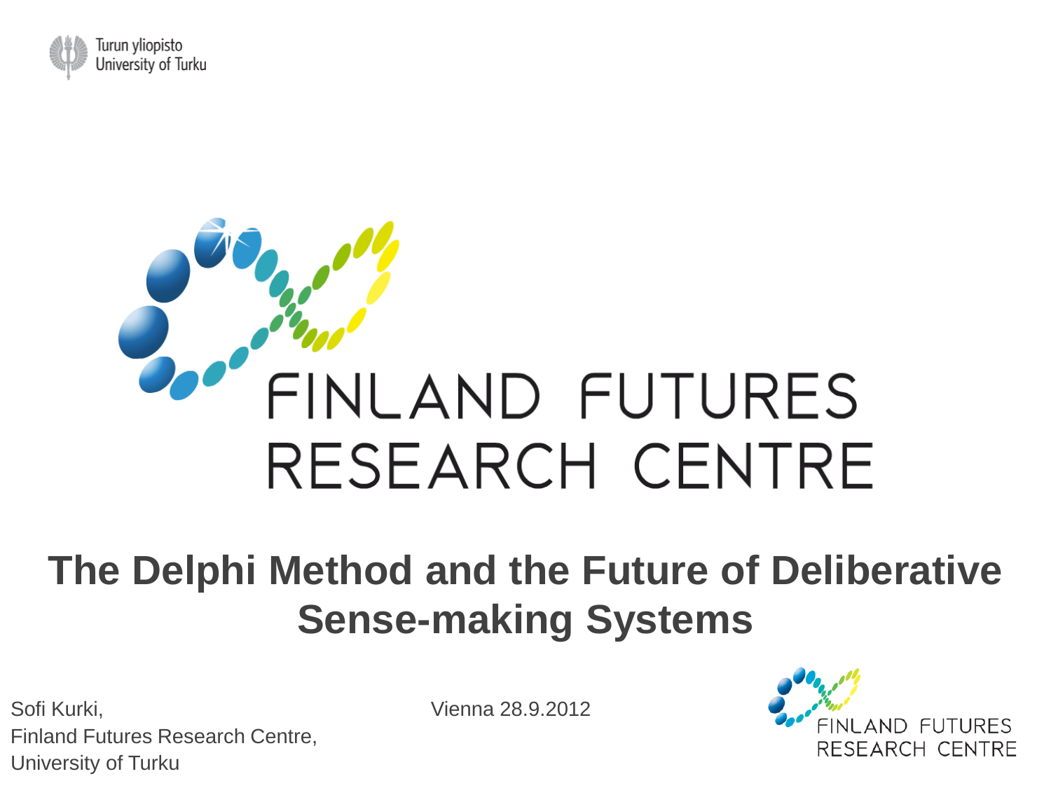Turun yliopisto
University of Turku

FINLAND FUTURES RESEARCH CENTRE

# The Delphi Method and the Future of Deliberative Sense-making Systems

Sofi Kurki,
Finland Futures Research Centre,
University of Turku

Vienna 28.9.2012

FINLAND FUTURES RESEARCH CENTRE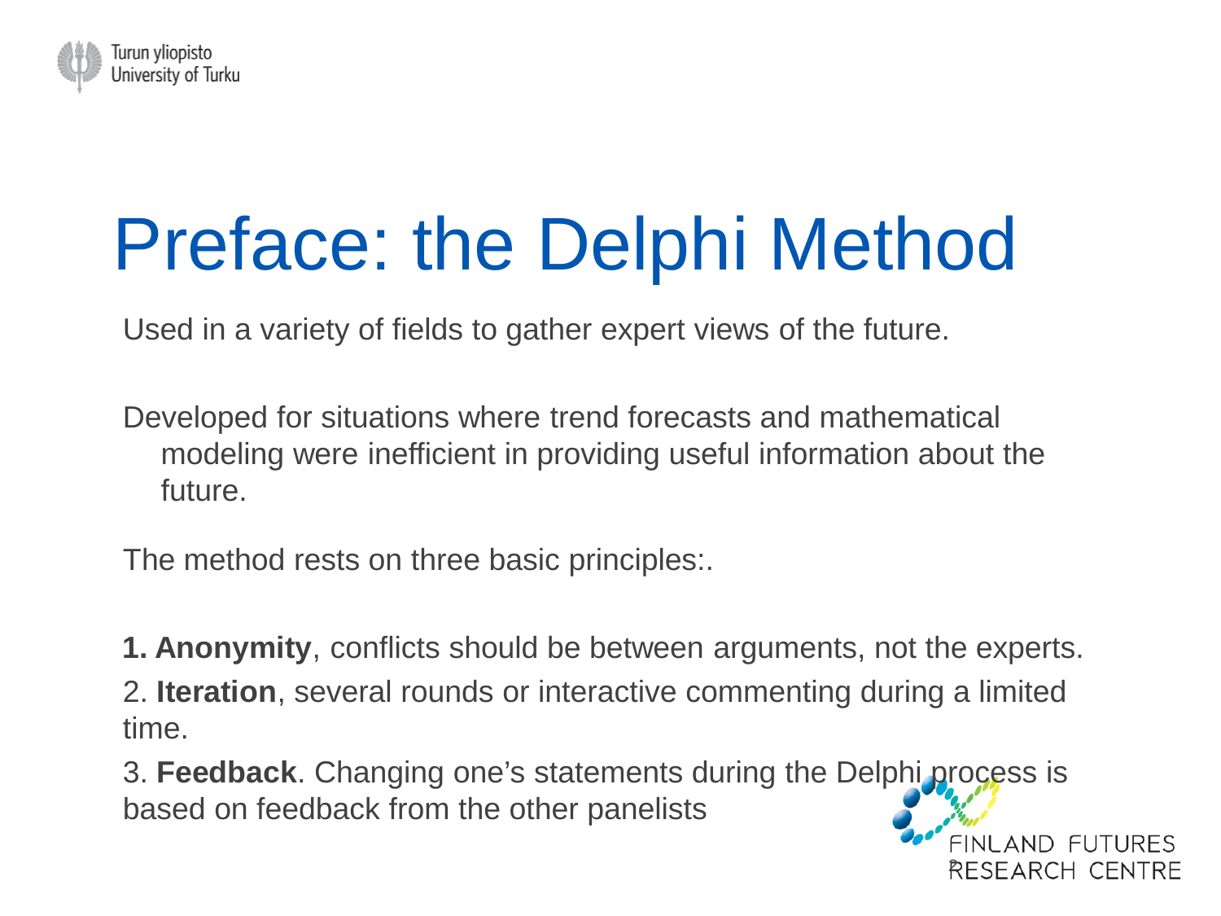# Preface: the Delphi Method

Used in a variety of fields to gather expert views of the future.

Developed for situations where trend forecasts and mathematical modeling were inefficient in providing useful information about the future.

The method rests on three basic principles:.

**1. Anonymity**, conflicts should be between arguments, not the experts.

2. **Iteration**, several rounds or interactive commenting during a limited time.

3. **Feedback**. Changing one's statements during the Delphi process is based on feedback from the other panelists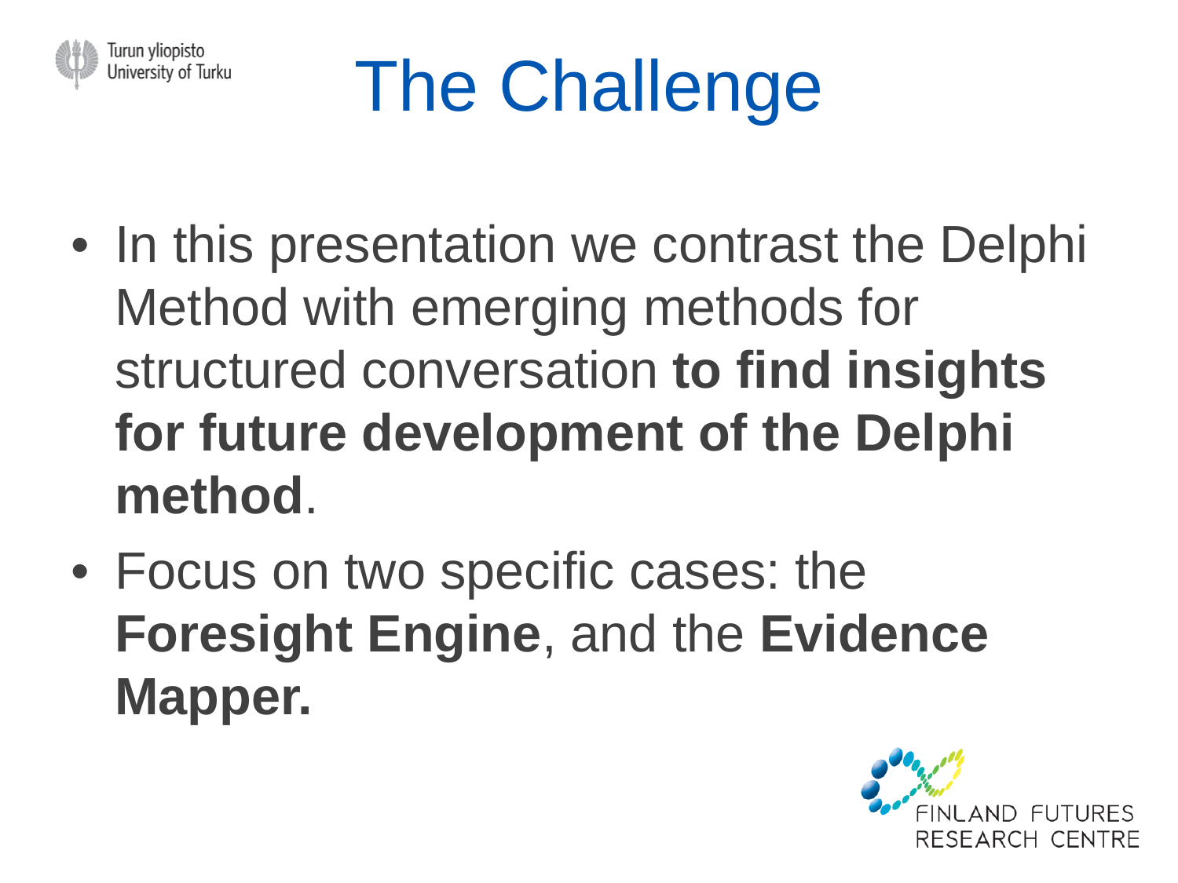# The Challenge

- In this presentation we contrast the Delphi Method with emerging methods for structured conversation **to find insights for future development of the Delphi method**.
- Focus on two specific cases: the **Foresight Engine**, and the **Evidence Mapper.**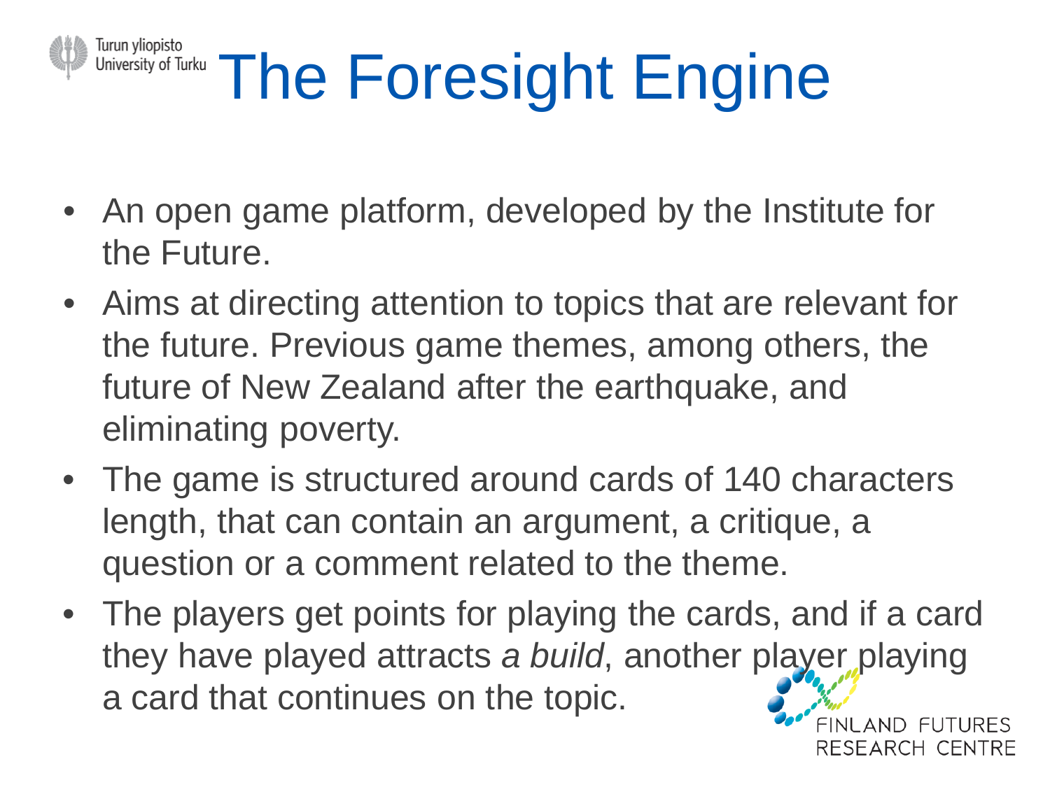# The Foresight Engine

- An open game platform, developed by the Institute for the Future.
- Aims at directing attention to topics that are relevant for the future. Previous game themes, among others, the future of New Zealand after the earthquake, and eliminating poverty.
- The game is structured around cards of 140 characters length, that can contain an argument, a critique, a question or a comment related to the theme.
- The players get points for playing the cards, and if a card they have played attracts *a build*, another player playing a card that continues on the topic.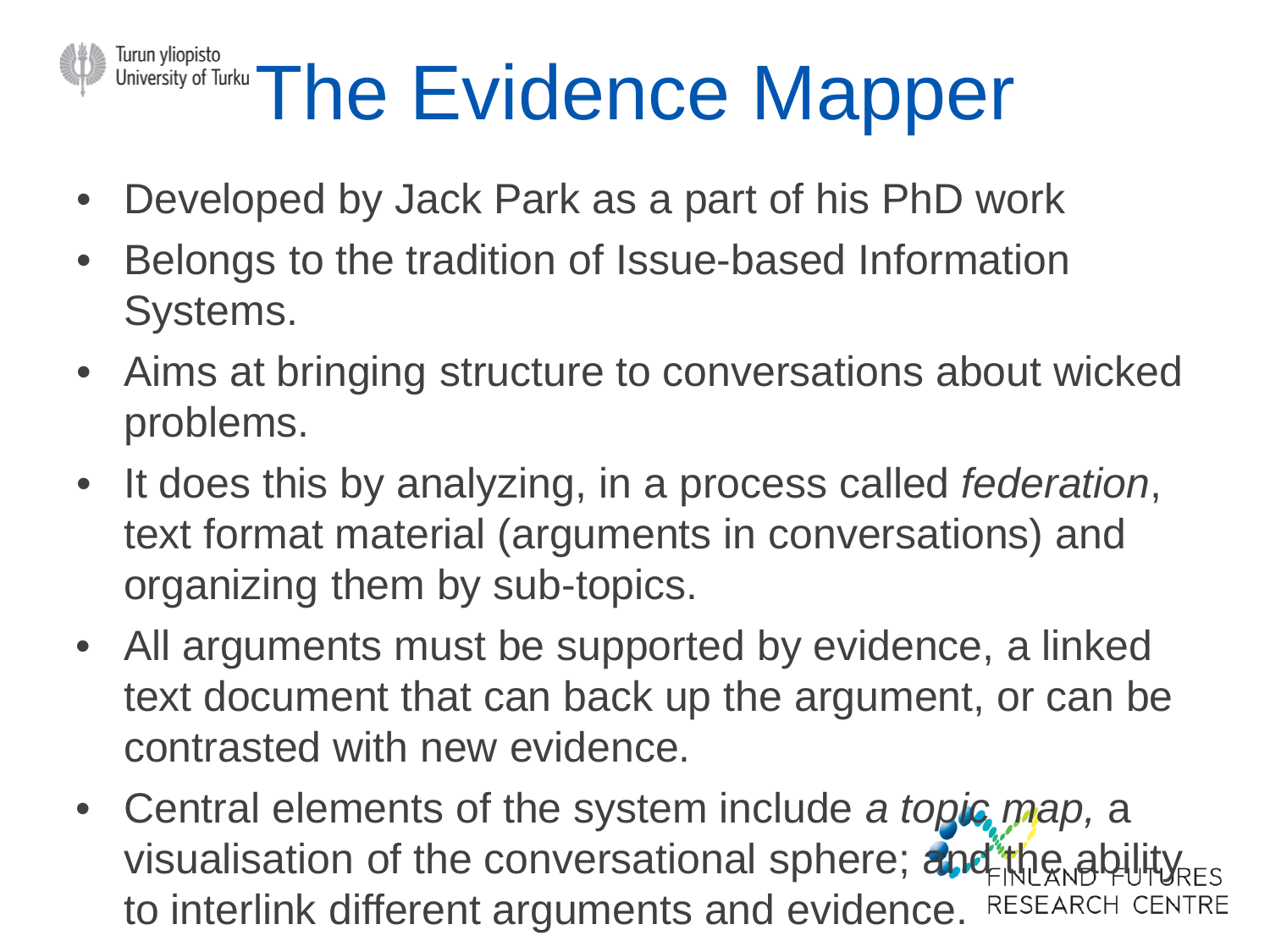# The Evidence Mapper

- Developed by Jack Park as a part of his PhD work
- Belongs to the tradition of Issue-based Information Systems.
- Aims at bringing structure to conversations about wicked problems.
- It does this by analyzing, in a process called *federation*, text format material (arguments in conversations) and organizing them by sub-topics.
- All arguments must be supported by evidence, a linked text document that can back up the argument, or can be contrasted with new evidence.
- Central elements of the system include *a topic map,* a visualisation of the conversational sphere; and the ability to interlink different arguments and evidence.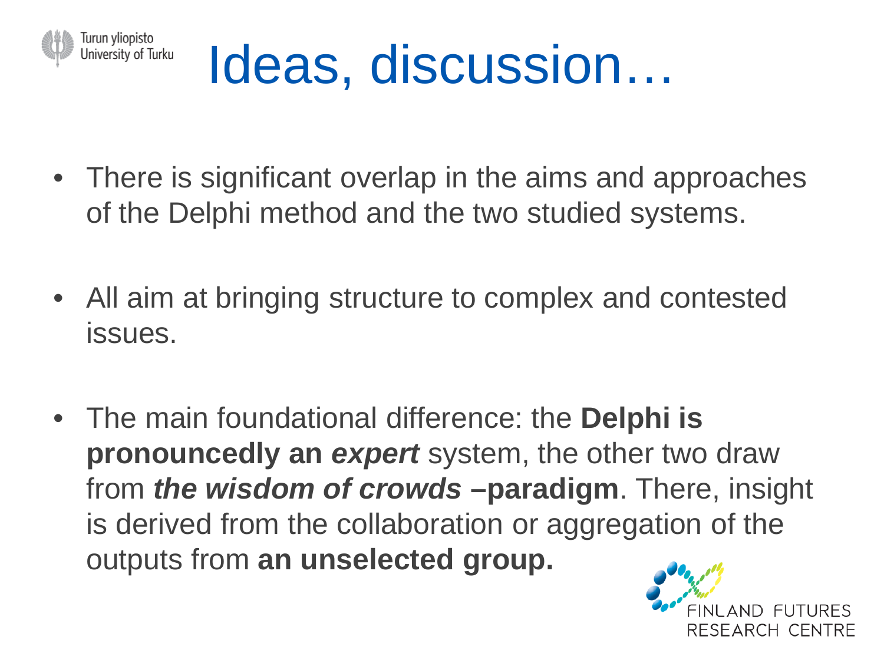# Ideas, discussion…

- There is significant overlap in the aims and approaches of the Delphi method and the two studied systems.

- All aim at bringing structure to complex and contested issues.

- The main foundational difference: the **Delphi is pronouncedly an *expert*** system, the other two draw from ***the wisdom of crowds* –paradigm**. There, insight is derived from the collaboration or aggregation of the outputs from **an unselected group.**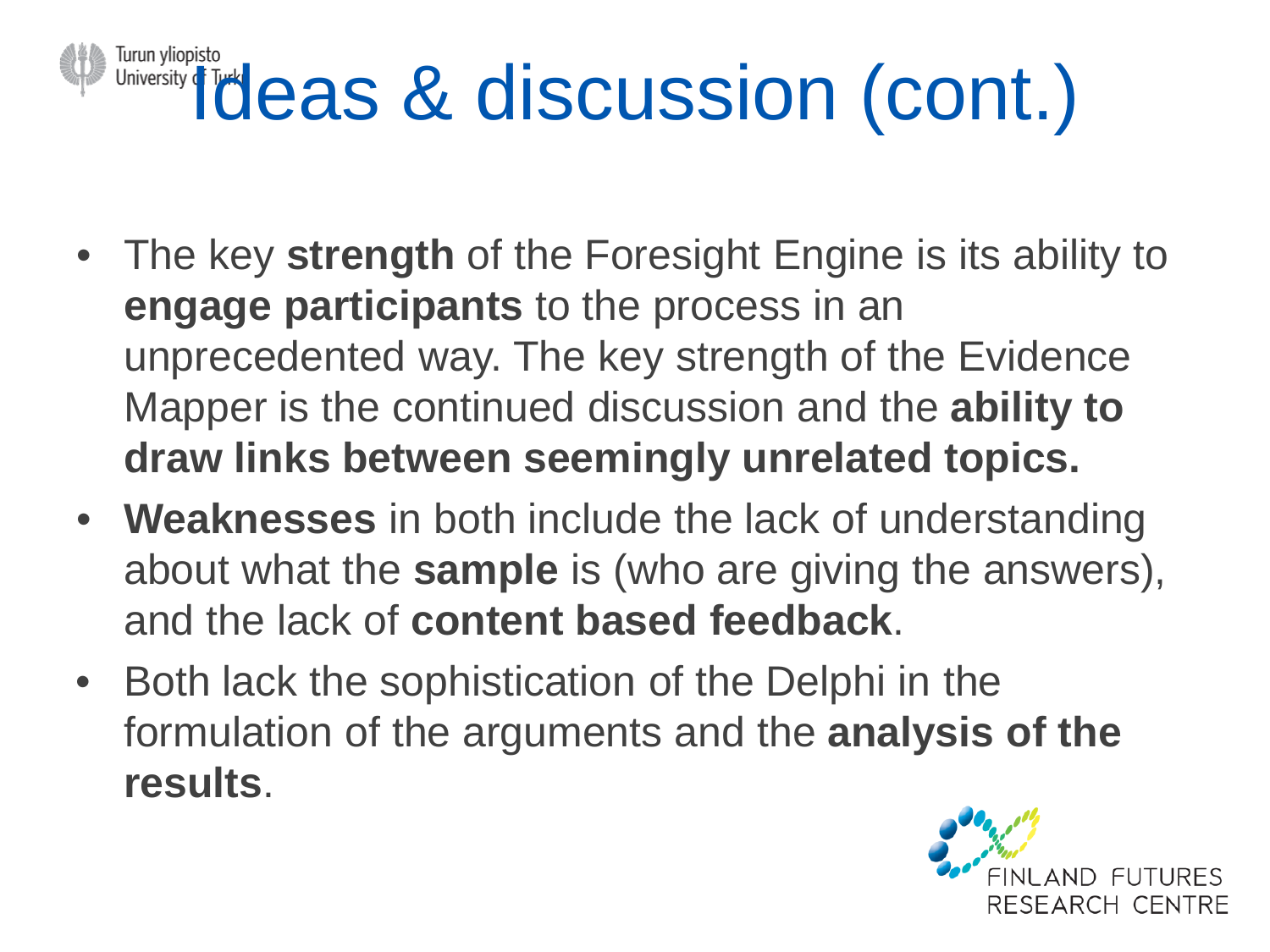# Ideas & discussion (cont.)

- The key **strength** of the Foresight Engine is its ability to **engage participants** to the process in an unprecedented way. The key strength of the Evidence Mapper is the continued discussion and the **ability to draw links between seemingly unrelated topics.**
- **Weaknesses** in both include the lack of understanding about what the **sample** is (who are giving the answers), and the lack of **content based feedback**.
- Both lack the sophistication of the Delphi in the formulation of the arguments and the **analysis of the results**.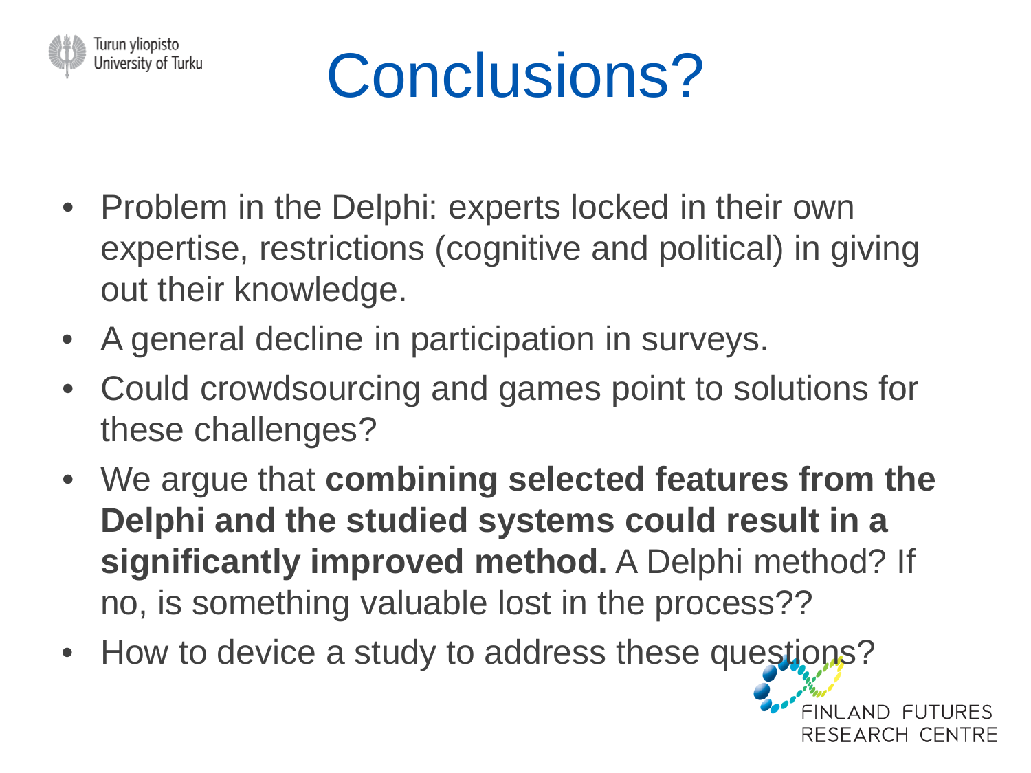# Conclusions?

- Problem in the Delphi: experts locked in their own expertise, restrictions (cognitive and political) in giving out their knowledge.
- A general decline in participation in surveys.
- Could crowdsourcing and games point to solutions for these challenges?
- We argue that **combining selected features from the Delphi and the studied systems could result in a significantly improved method.** A Delphi method? If no, is something valuable lost in the process??
- How to device a study to address these questions?